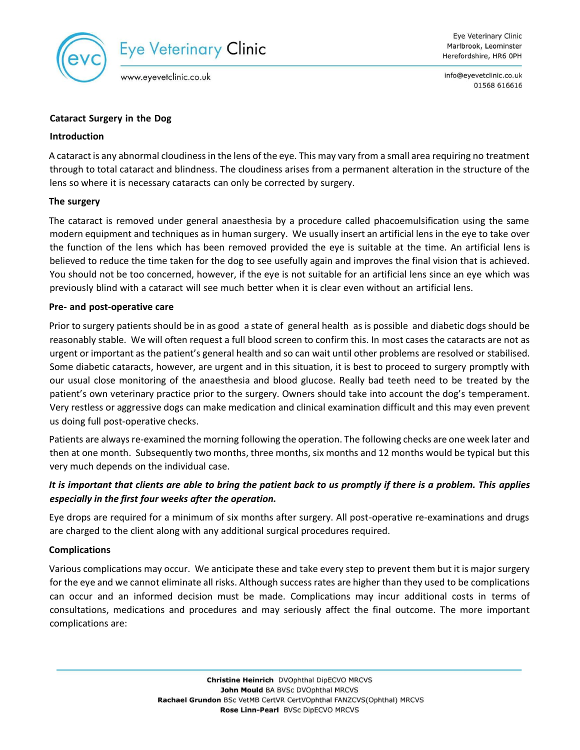# Cataract Surgery in the Dog

## Introduction

A cataract is any abnormal cloudiness in the lens of the eye. This may vary from a small area requiring no treatment through to total cataract and blindness. The cloudiness arises from a permanent alteration in the structure of the lens so where it is necessary cataracts can only be corrected by surgery.

## The surgery

The cataract is removed under general anaesthesia by a procedure called phacoemulsification using the same modern equipment and techniques as in human surgery. We usually insert an artificial lens in the eye to take over the function of the lens which has been removed provided the eye is suitable at the time. An artificial lens is believed to reduce the time taken for the dog to see usefully again and improves the final vision that is achieved. You should not be too concerned, however, if the eye is not suitable for an artificial lens since an eye which was previously blind with a cataract will see much better when it is clear even without an artificial lens.

## Pre- and post-operative care

Prior to surgery patients should be in as good a state of general health as is possible and diabetic dogs should be reasonably stable. We will often request a full blood screen to confirm this. In most cases the cataracts are not as urgent or important as the patient's general health and so can wait until other problems are resolved or stabilised. Some diabetic cataracts, however, are urgent and in this situation, it is best to proceed to surgery promptly with our usual close monitoring of the anaesthesia and blood glucose. Really bad teeth need to be treated by the patient's own veterinary practice prior to the surgery. Owners should take into account the dog's temperament. Very restless or aggressive dogs can make medication and clinical examination difficult and this may even prevent us doing full post-operative checks.

Patients are always re-examined the morning following the operation. The following checks are one week later and then at one month. Subsequently two months, three months, six months and 12 months would be typical but this very much depends on the individual case.

***It is important that clients are able to bring the patient back to us promptly if there is a problem. This applies especially in the first four weeks after the operation.***

Eye drops are required for a minimum of six months after surgery. All post-operative re-examinations and drugs are charged to the client along with any additional surgical procedures required.

## Complications

Various complications may occur. We anticipate these and take every step to prevent them but it is major surgery for the eye and we cannot eliminate all risks. Although success rates are higher than they used to be complications can occur and an informed decision must be made. Complications may incur additional costs in terms of consultations, medications and procedures and may seriously affect the final outcome. The more important complications are: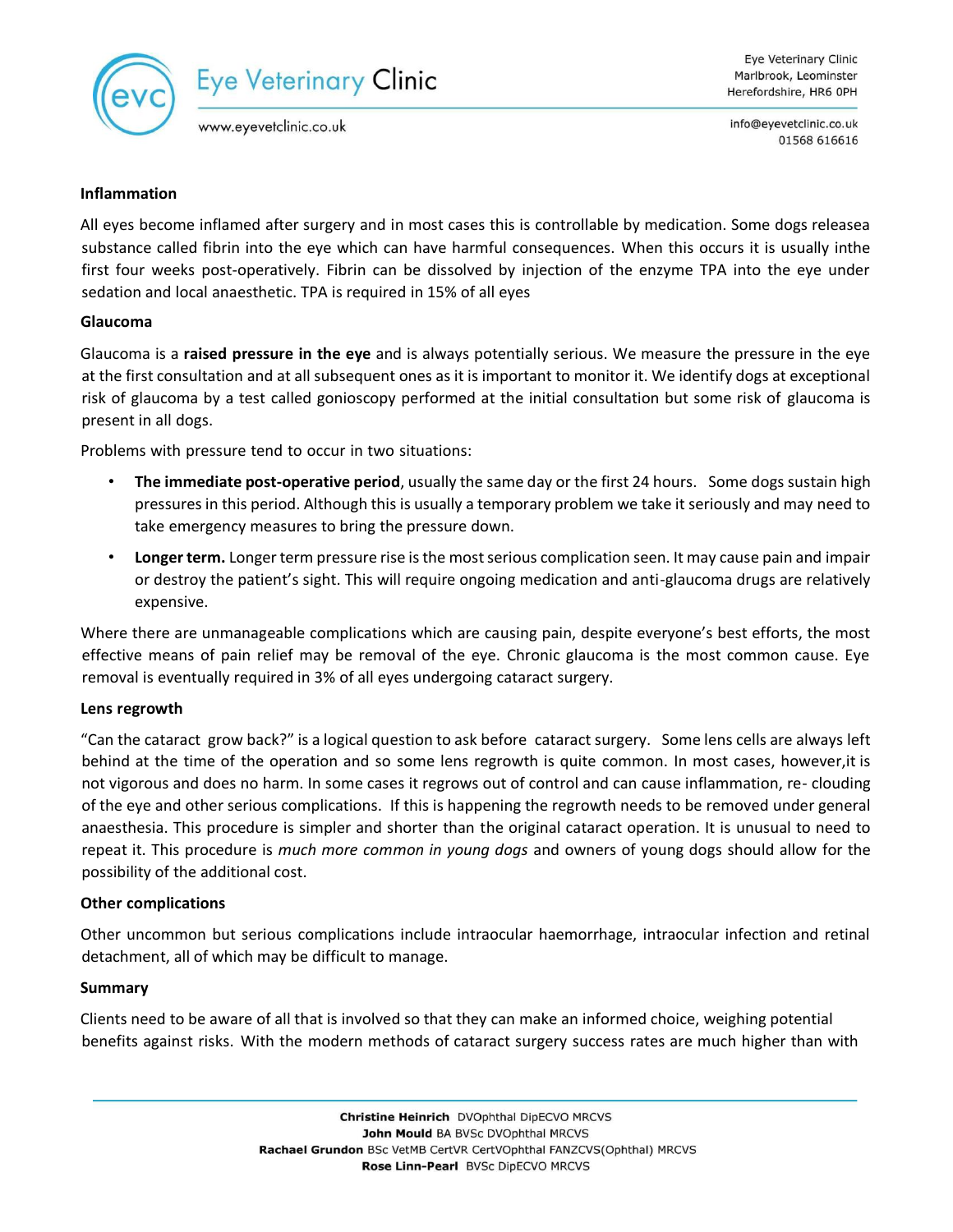**Inflammation**

All eyes become inflamed after surgery and in most cases this is controllable by medication. Some dogs releasea substance called fibrin into the eye which can have harmful consequences. When this occurs it is usually inthe first four weeks post-operatively. Fibrin can be dissolved by injection of the enzyme TPA into the eye under sedation and local anaesthetic. TPA is required in 15% of all eyes

**Glaucoma**

Glaucoma is a **raised pressure in the eye** and is always potentially serious. We measure the pressure in the eye at the first consultation and at all subsequent ones as it is important to monitor it. We identify dogs at exceptional risk of glaucoma by a test called gonioscopy performed at the initial consultation but some risk of glaucoma is present in all dogs.

Problems with pressure tend to occur in two situations:

- **The immediate post-operative period**, usually the same day or the first 24 hours. Some dogs sustain high pressures in this period. Although this is usually a temporary problem we take it seriously and may need to take emergency measures to bring the pressure down.
- **Longer term.** Longer term pressure rise is the most serious complication seen. It may cause pain and impair or destroy the patient's sight. This will require ongoing medication and anti-glaucoma drugs are relatively expensive.

Where there are unmanageable complications which are causing pain, despite everyone's best efforts, the most effective means of pain relief may be removal of the eye. Chronic glaucoma is the most common cause. Eye removal is eventually required in 3% of all eyes undergoing cataract surgery.

**Lens regrowth**

"Can the cataract grow back?" is a logical question to ask before cataract surgery. Some lens cells are always left behind at the time of the operation and so some lens regrowth is quite common. In most cases, however,it is not vigorous and does no harm. In some cases it regrows out of control and can cause inflammation, re- clouding of the eye and other serious complications. If this is happening the regrowth needs to be removed under general anaesthesia. This procedure is simpler and shorter than the original cataract operation. It is unusual to need to repeat it. This procedure is *much more common in young dogs* and owners of young dogs should allow for the possibility of the additional cost.

**Other complications**

Other uncommon but serious complications include intraocular haemorrhage, intraocular infection and retinal detachment, all of which may be difficult to manage.

**Summary**

Clients need to be aware of all that is involved so that they can make an informed choice, weighing potential benefits against risks. With the modern methods of cataract surgery success rates are much higher than with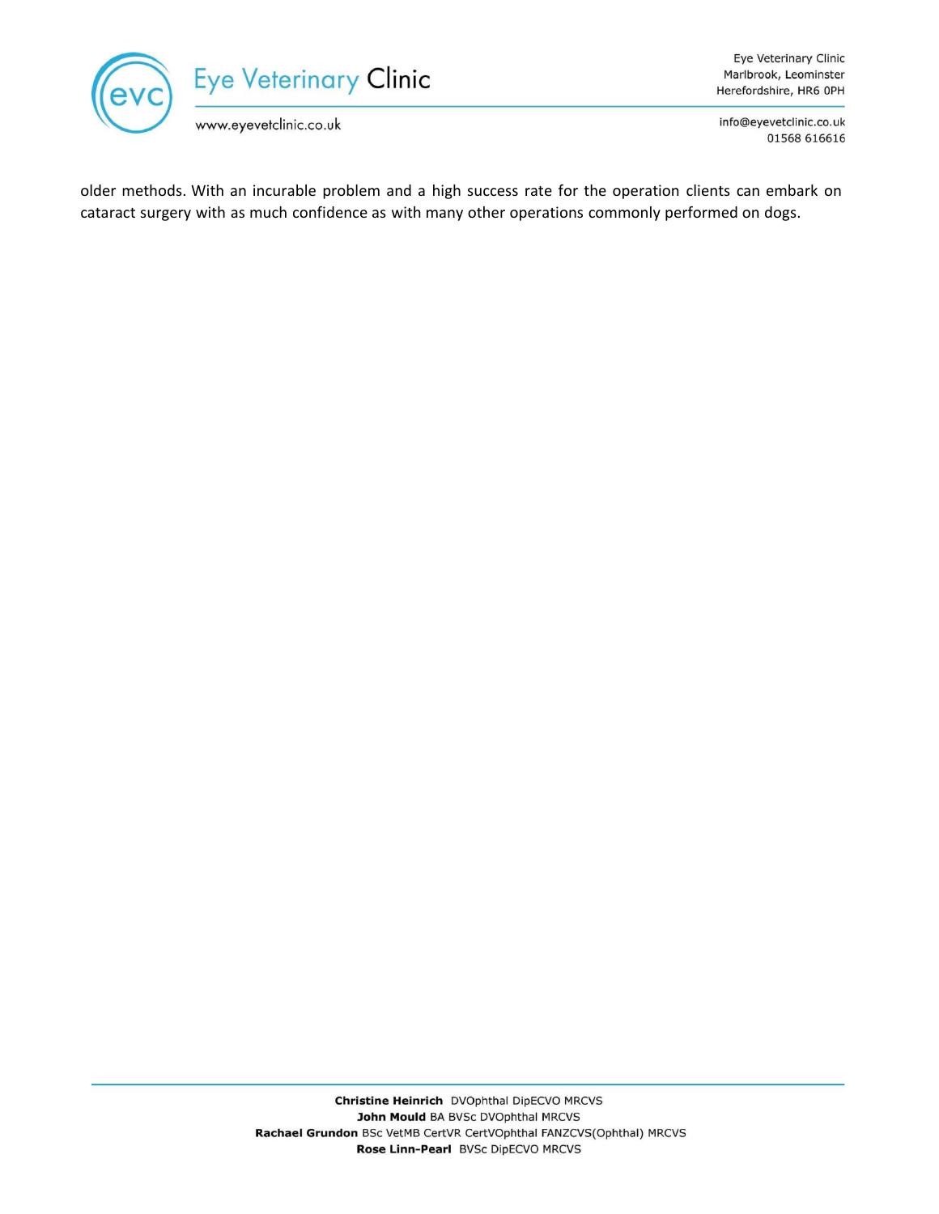older methods. With an incurable problem and a high success rate for the operation clients can embark on cataract surgery with as much confidence as with many other operations commonly performed on dogs.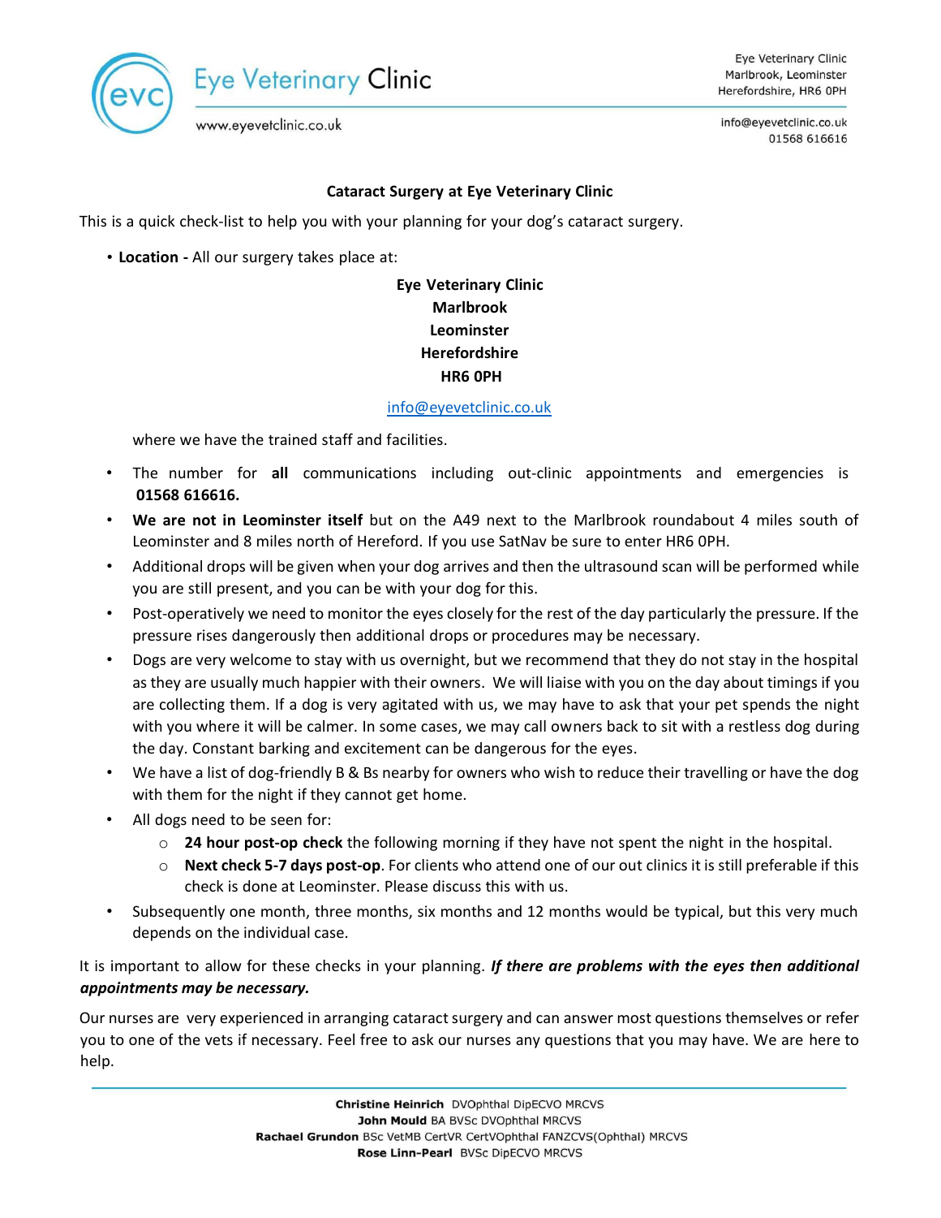**Cataract Surgery at Eye Veterinary Clinic**

This is a quick check-list to help you with your planning for your dog's cataract surgery.

- **Location -** All our surgery takes place at:

  **Eye Veterinary Clinic**
  **Marlbrook**
  **Leominster**
  **Herefordshire**
  **HR6 0PH**

  info@eyevetclinic.co.uk

  where we have the trained staff and facilities.

- The number for **all** communications including out-clinic appointments and emergencies is **01568 616616.**
- **We are not in Leominster itself** but on the A49 next to the Marlbrook roundabout 4 miles south of Leominster and 8 miles north of Hereford. If you use SatNav be sure to enter HR6 0PH.
- Additional drops will be given when your dog arrives and then the ultrasound scan will be performed while you are still present, and you can be with your dog for this.
- Post-operatively we need to monitor the eyes closely for the rest of the day particularly the pressure. If the pressure rises dangerously then additional drops or procedures may be necessary.
- Dogs are very welcome to stay with us overnight, but we recommend that they do not stay in the hospital as they are usually much happier with their owners. We will liaise with you on the day about timings if you are collecting them. If a dog is very agitated with us, we may have to ask that your pet spends the night with you where it will be calmer. In some cases, we may call owners back to sit with a restless dog during the day. Constant barking and excitement can be dangerous for the eyes.
- We have a list of dog-friendly B & Bs nearby for owners who wish to reduce their travelling or have the dog with them for the night if they cannot get home.
- All dogs need to be seen for:
  - **24 hour post-op check** the following morning if they have not spent the night in the hospital.
  - **Next check 5-7 days post-op**. For clients who attend one of our out clinics it is still preferable if this check is done at Leominster. Please discuss this with us.
- Subsequently one month, three months, six months and 12 months would be typical, but this very much depends on the individual case.

It is important to allow for these checks in your planning. ***If there are problems with the eyes then additional appointments may be necessary.***

Our nurses are very experienced in arranging cataract surgery and can answer most questions themselves or refer you to one of the vets if necessary. Feel free to ask our nurses any questions that you may have. We are here to help.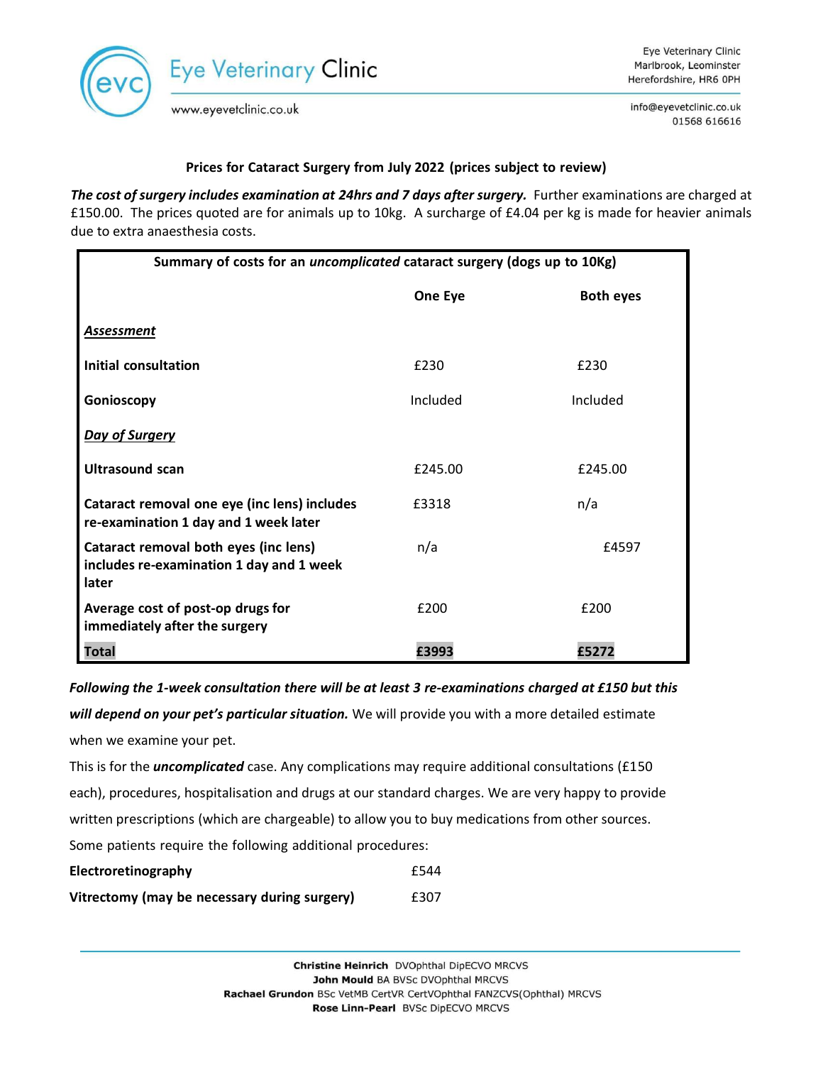Eye Veterinary Clinic

www.eyevetclinic.co.uk

Eye Veterinary Clinic
Marlbrook, Leominster
Herefordshire, HR6 0PH

info@eyevetclinic.co.uk
01568 616616

**Prices for Cataract Surgery from July 2022 (prices subject to review)**

***The cost of surgery includes examination at 24hrs and 7 days after surgery.*** Further examinations are charged at £150.00. The prices quoted are for animals up to 10kg. A surcharge of £4.04 per kg is made for heavier animals due to extra anaesthesia costs.

| **Summary of costs for an *uncomplicated* cataract surgery (dogs up to 10Kg)** | | |
|---|---|---|
| | **One Eye** | **Both eyes** |
| ***Assessment*** | | |
| **Initial consultation** | £230 | £230 |
| **Gonioscopy** | Included | Included |
| ***Day of Surgery*** | | |
| **Ultrasound scan** | £245.00 | £245.00 |
| **Cataract removal one eye (inc lens) includes re-examination 1 day and 1 week later** | £3318 | n/a |
| **Cataract removal both eyes (inc lens) includes re-examination 1 day and 1 week later** | n/a | £4597 |
| **Average cost of post-op drugs for immediately after the surgery** | £200 | £200 |
| **Total** | **£3993** | **£5272** |

***Following the 1-week consultation there will be at least 3 re-examinations charged at £150 but this will depend on your pet's particular situation.*** We will provide you with a more detailed estimate when we examine your pet.

This is for the ***uncomplicated*** case. Any complications may require additional consultations (£150 each), procedures, hospitalisation and drugs at our standard charges. We are very happy to provide written prescriptions (which are chargeable) to allow you to buy medications from other sources.

Some patients require the following additional procedures:

| | |
|---|---|
| **Electroretinography** | £544 |
| **Vitrectomy (may be necessary during surgery)** | £307 |

**Christine Heinrich** DVOphthal DipECVO MRCVS
**John Mould** BA BVSc DVOphthal MRCVS
**Rachael Grundon** BSc VetMB CertVR CertVOphthal FANZCVS(Ophthal) MRCVS
**Rose Linn-Pearl** BVSc DipECVO MRCVS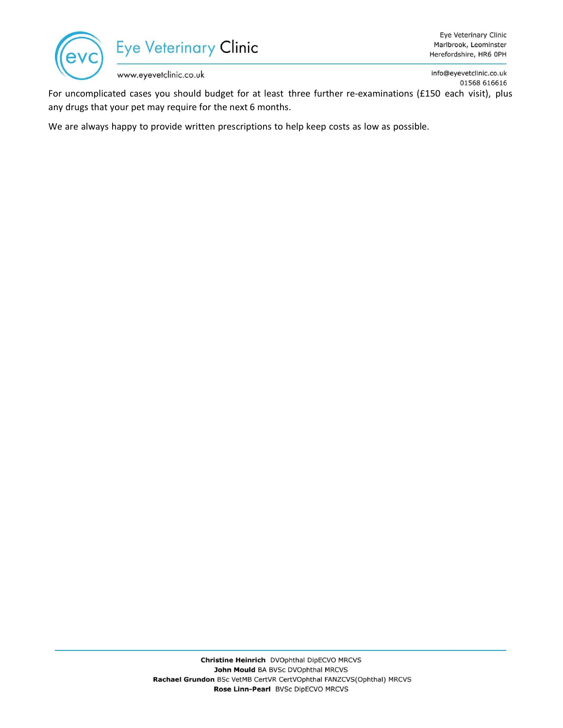For uncomplicated cases you should budget for at least three further re-examinations (£150 each visit), plus any drugs that your pet may require for the next 6 months.

We are always happy to provide written prescriptions to help keep costs as low as possible.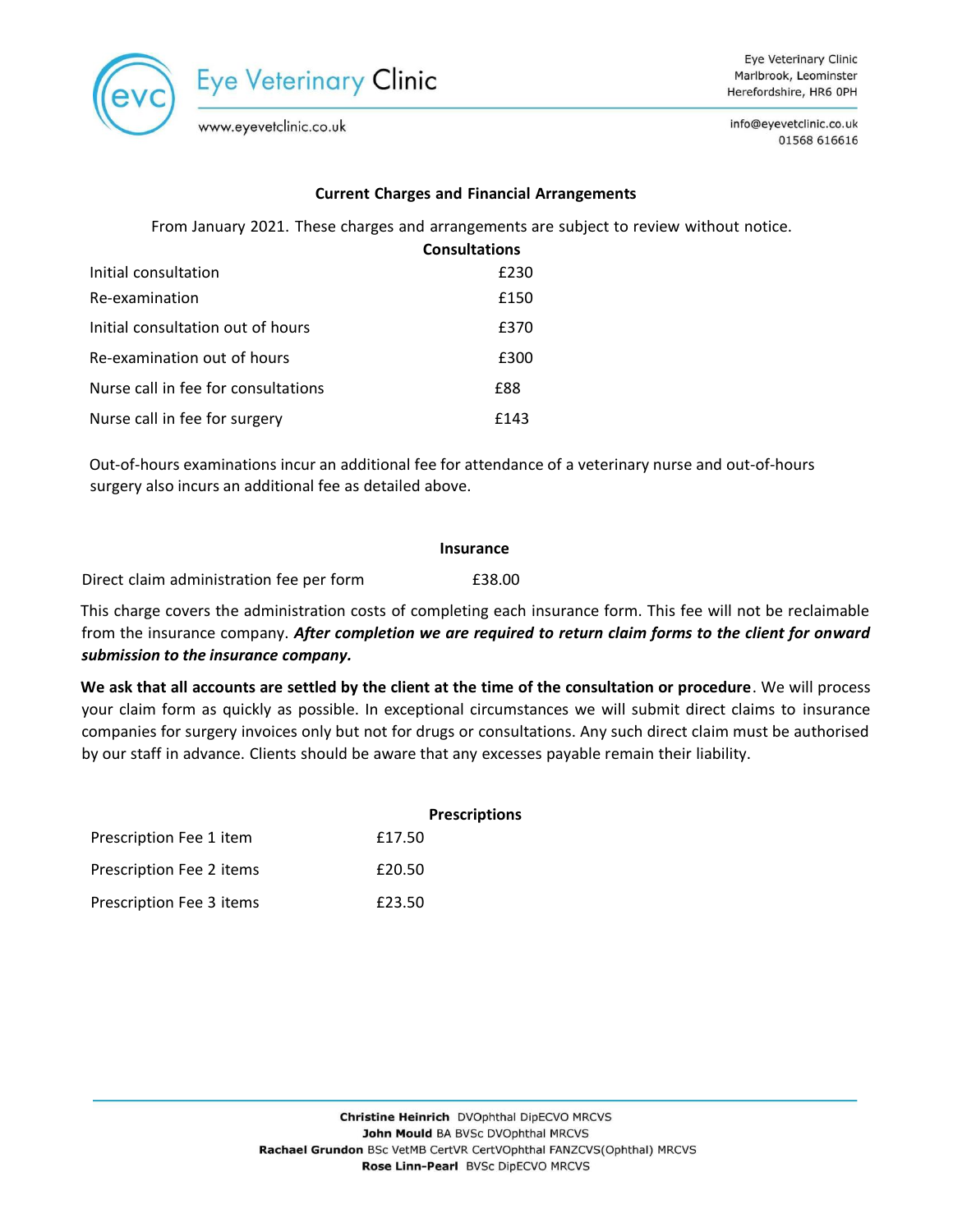Eye Veterinary Clinic

www.eyevetclinic.co.uk

Eye Veterinary Clinic
Marlbrook, Leominster
Herefordshire, HR6 0PH

info@eyevetclinic.co.uk
01568 616616

## Current Charges and Financial Arrangements

From January 2021. These charges and arrangements are subject to review without notice.

### Consultations

| | |
|---|---|
| Initial consultation | £230 |
| Re-examination | £150 |
| Initial consultation out of hours | £370 |
| Re-examination out of hours | £300 |
| Nurse call in fee for consultations | £88 |
| Nurse call in fee for surgery | £143 |

Out-of-hours examinations incur an additional fee for attendance of a veterinary nurse and out-of-hours surgery also incurs an additional fee as detailed above.

### Insurance

| | |
|---|---|
| Direct claim administration fee per form | £38.00 |

This charge covers the administration costs of completing each insurance form. This fee will not be reclaimable from the insurance company. ***After completion we are required to return claim forms to the client for onward submission to the insurance company.***

**We ask that all accounts are settled by the client at the time of the consultation or procedure**. We will process your claim form as quickly as possible. In exceptional circumstances we will submit direct claims to insurance companies for surgery invoices only but not for drugs or consultations. Any such direct claim must be authorised by our staff in advance. Clients should be aware that any excesses payable remain their liability.

### Prescriptions

| | |
|---|---|
| Prescription Fee 1 item | £17.50 |
| Prescription Fee 2 items | £20.50 |
| Prescription Fee 3 items | £23.50 |

**Christine Heinrich** DVOphthal DipECVO MRCVS
**John Mould** BA BVSc DVOphthal MRCVS
**Rachael Grundon** BSc VetMB CertVR CertVOphthal FANZCVS(Ophthal) MRCVS
**Rose Linn-Pearl** BVSc DipECVO MRCVS